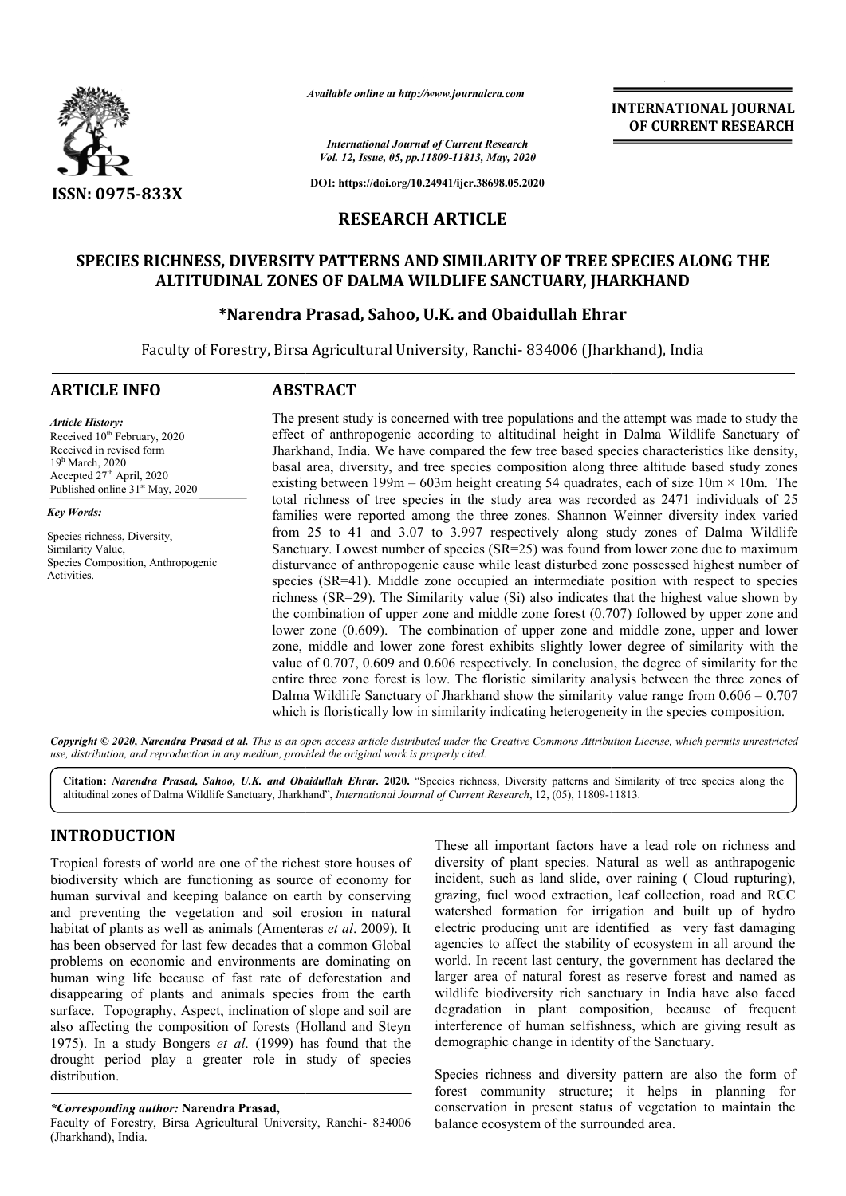*Available online at http://www.journalcra.com*

*International Journal of Current Research*
*Vol. 12, Issue, 05, pp.11809-11813, May, 2020*

**DOI: https://doi.org/10.24941/ijcr.38698.05.2020**

**INTERNATIONAL JOURNAL OF CURRENT RESEARCH**

ISSN: 0975-833X

## RESEARCH ARTICLE

# SPECIES RICHNESS, DIVERSITY PATTERNS AND SIMILARITY OF TREE SPECIES ALONG THE ALTITUDINAL ZONES OF DALMA WILDLIFE SANCTUARY, JHARKHAND

**\*Narendra Prasad, Sahoo, U.K. and Obaidullah Ehrar**

Faculty of Forestry, Birsa Agricultural University, Ranchi- 834006 (Jharkhand), India

## ARTICLE INFO

*Article History:*
Received 10th February, 2020
Received in revised form
19th March, 2020
Accepted 27th April, 2020
Published online 31st May, 2020

*Key Words:*
Species richness, Diversity, Similarity Value, Species Composition, Anthropogenic Activities.

## ABSTRACT

The present study is concerned with tree populations and the attempt was made to study the effect of anthropogenic according to altitudinal height in Dalma Wildlife Sanctuary of Jharkhand, India. We have compared the few tree based species characteristics like density, basal area, diversity, and tree species composition along three altitude based study zones existing between 199m – 603m height creating 54 quadrates, each of size 10m × 10m. The total richness of tree species in the study area was recorded as 2471 individuals of 25 families were reported among the three zones. Shannon Weinner diversity index varied from 25 to 41 and 3.07 to 3.997 respectively along study zones of Dalma Wildlife Sanctuary. Lowest number of species (SR=25) was found from lower zone due to maximum disturvance of anthropogenic cause while least disturbed zone possessed highest number of species (SR=41). Middle zone occupied an intermediate position with respect to species richness (SR=29). The Similarity value (Si) also indicates that the highest value shown by the combination of upper zone and middle zone forest (0.707) followed by upper zone and lower zone (0.609). The combination of upper zone and middle zone, upper and lower zone, middle and lower zone forest exhibits slightly lower degree of similarity with the value of 0.707, 0.609 and 0.606 respectively. In conclusion, the degree of similarity for the entire three zone forest is low. The floristic similarity analysis between the three zones of Dalma Wildlife Sanctuary of Jharkhand show the similarity value range from 0.606 – 0.707 which is floristically low in similarity indicating heterogeneity in the species composition.

*Copyright © 2020, Narendra Prasad et al. This is an open access article distributed under the Creative Commons Attribution License, which permits unrestricted use, distribution, and reproduction in any medium, provided the original work is properly cited.*

**Citation:** *Narendra Prasad, Sahoo, U.K. and Obaidullah Ehrar.* **2020.** "Species richness, Diversity patterns and Similarity of tree species along the altitudinal zones of Dalma Wildlife Sanctuary, Jharkhand", *International Journal of Current Research*, 12, (05), 11809-11813.

## INTRODUCTION

Tropical forests of world are one of the richest store houses of biodiversity which are functioning as source of economy for human survival and keeping balance on earth by conserving and preventing the vegetation and soil erosion in natural habitat of plants as well as animals (Amenteras *et al*. 2009). It has been observed for last few decades that a common Global problems on economic and environments are dominating on human wing life because of fast rate of deforestation and disappearing of plants and animals species from the earth surface. Topography, Aspect, inclination of slope and soil are also affecting the composition of forests (Holland and Steyn 1975). In a study Bongers *et al*. (1999) has found that the drought period play a greater role in study of species distribution.

These all important factors have a lead role on richness and diversity of plant species. Natural as well as anthrapogenic incident, such as land slide, over raining ( Cloud rupturing), grazing, fuel wood extraction, leaf collection, road and RCC watershed formation for irrigation and built up of hydro electric producing unit are identified as very fast damaging agencies to affect the stability of ecosystem in all around the world. In recent last century, the government has declared the larger area of natural forest as reserve forest and named as wildlife biodiversity rich sanctuary in India have also faced degradation in plant composition, because of frequent interference of human selfishness, which are giving result as demographic change in identity of the Sanctuary.

Species richness and diversity pattern are also the form of forest community structure; it helps in planning for conservation in present status of vegetation to maintain the balance ecosystem of the surrounded area.

*\*Corresponding author:* **Narendra Prasad,**
Faculty of Forestry, Birsa Agricultural University, Ranchi- 834006 (Jharkhand), India.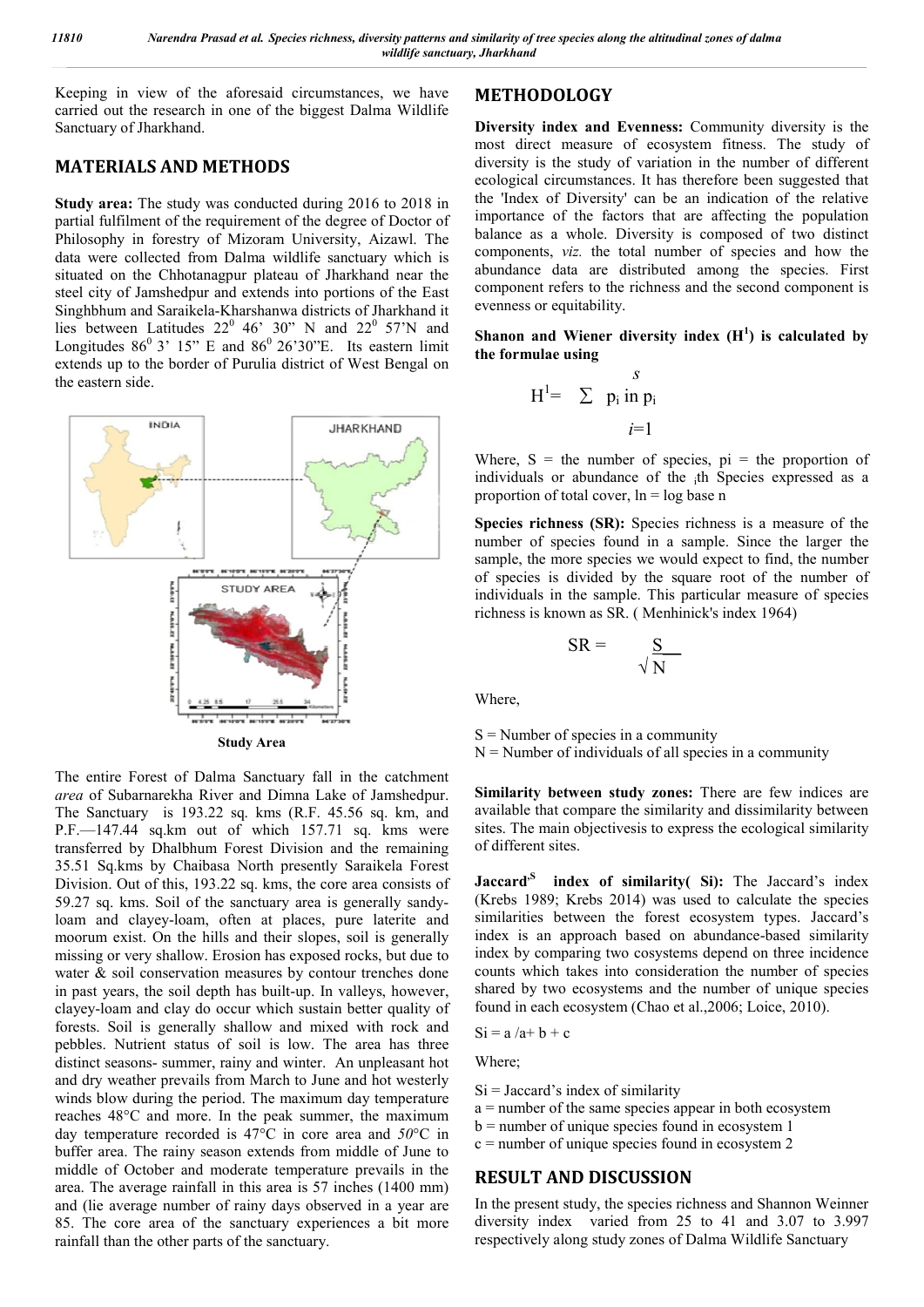Keeping in view of the aforesaid circumstances, we have carried out the research in one of the biggest Dalma Wildlife Sanctuary of Jharkhand.

## MATERIALS AND METHODS

**Study area:** The study was conducted during 2016 to 2018 in partial fulfilment of the requirement of the degree of Doctor of Philosophy in forestry of Mizoram University, Aizawl. The data were collected from Dalma wildlife sanctuary which is situated on the Chhotanagpur plateau of Jharkhand near the steel city of Jamshedpur and extends into portions of the East Singhbhum and Saraikela-Kharshanwa districts of Jharkhand it lies between Latitudes $22^0$ 46' 30" N and $22^0$ 57'N and Longitudes $86^0$ 3' 15" E and $86^0$ 26'30"E. Its eastern limit extends up to the border of Purulia district of West Bengal on the eastern side.

**Study Area**

The entire Forest of Dalma Sanctuary fall in the catchment *area* of Subarnarekha River and Dimna Lake of Jamshedpur. The Sanctuary is 193.22 sq. kms (R.F. 45.56 sq. km, and P.F.—147.44 sq.km out of which 157.71 sq. kms were transferred by Dhalbhum Forest Division and the remaining 35.51 Sq.kms by Chaibasa North presently Saraikela Forest Division. Out of this, 193.22 sq. kms, the core area consists of 59.27 sq. kms. Soil of the sanctuary area is generally sandy-loam and clayey-loam, often at places, pure laterite and moorum exist. On the hills and their slopes, soil is generally missing or very shallow. Erosion has exposed rocks, but due to water & soil conservation measures by contour trenches done in past years, the soil depth has built-up. In valleys, however, clayey-loam and clay do occur which sustain better quality of forests. Soil is generally shallow and mixed with rock and pebbles. Nutrient status of soil is low. The area has three distinct seasons- summer, rainy and winter. An unpleasant hot and dry weather prevails from March to June and hot westerly winds blow during the period. The maximum day temperature reaches 48°C and more. In the peak summer, the maximum day temperature recorded is 47°C in core area and *50*°C in buffer area. The rainy season extends from middle of June to middle of October and moderate temperature prevails in the area. The average rainfall in this area is 57 inches (1400 mm) and (lie average number of rainy days observed in a year are 85. The core area of the sanctuary experiences a bit more rainfall than the other parts of the sanctuary.

## METHODOLOGY

**Diversity index and Evenness:** Community diversity is the most direct measure of ecosystem fitness. The study of diversity is the study of variation in the number of different ecological circumstances. It has therefore been suggested that the 'Index of Diversity' can be an indication of the relative importance of the factors that are affecting the population balance as a whole. Diversity is composed of two distinct components, *viz.* the total number of species and how the abundance data are distributed among the species. First component refers to the richness and the second component is evenness or equitability.

**Shanon and Wiener diversity index ($H^1$) is calculated by the formulae using**

$$H^1 = \sum_{i=1}^{s} p_i \text{ in } p_i$$

Where, S = the number of species, pi = the proportion of individuals or abundance of the $_i$th Species expressed as a proportion of total cover, ln = log base n

**Species richness (SR):** Species richness is a measure of the number of species found in a sample. Since the larger the sample, the more species we would expect to find, the number of species is divided by the square root of the number of individuals in the sample. This particular measure of species richness is known as SR. ( Menhinick's index 1964)

$$SR = \frac{S}{\sqrt{N}}$$

Where,

S = Number of species in a community
N = Number of individuals of all species in a community

**Similarity between study zones:** There are few indices are available that compare the similarity and dissimilarity between sites. The main objectivesis to express the ecological similarity of different sites.

**Jaccard's index of similarity( Si):** The Jaccard's index (Krebs 1989; Krebs 2014) was used to calculate the species similarities between the forest ecosystem types. Jaccard's index is an approach based on abundance-based similarity index by comparing two cosystems depend on three incidence counts which takes into consideration the number of species shared by two ecosystems and the number of unique species found in each ecosystem (Chao et al.,2006; Loice, 2010).

Si = a /a+ b + c

Where;

Si = Jaccard's index of similarity
a = number of the same species appear in both ecosystem
b = number of unique species found in ecosystem 1
c = number of unique species found in ecosystem 2

## RESULT AND DISCUSSION

In the present study, the species richness and Shannon Weinner diversity index varied from 25 to 41 and 3.07 to 3.997 respectively along study zones of Dalma Wildlife Sanctuary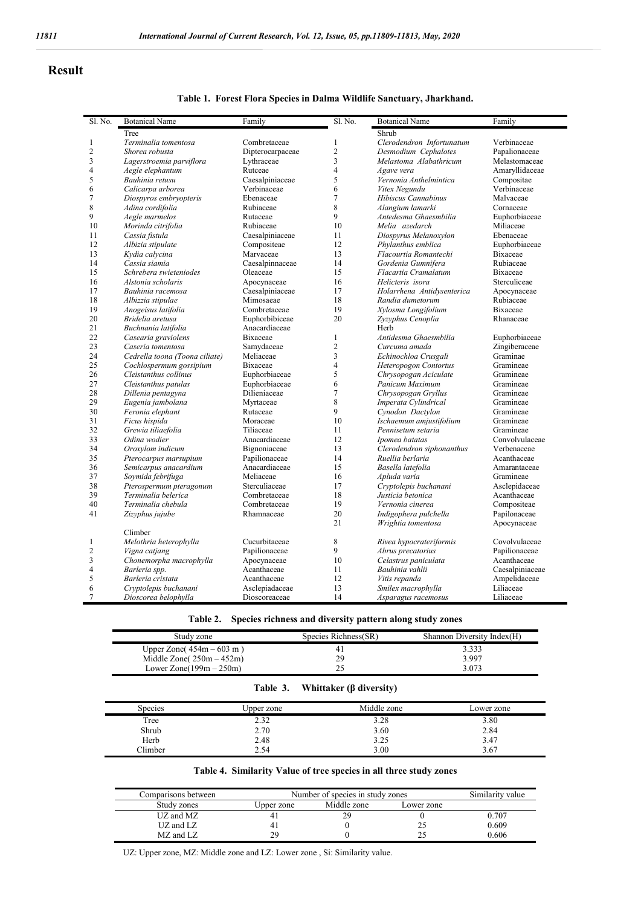# Result

**Table 1. Forest Flora Species in Dalma Wildlife Sanctuary, Jharkhand.**

| Sl. No. | Botanical Name | Family | Sl. No. | Botanical Name | Family |
|---|---|---|---|---|---|
| | Tree | | | Shrub | |
| 1 | *Terminalia tomentosa* | Combretaceae | 1 | *Clerodendron Infortunatum* | Verbinaceae |
| 2 | *Shorea robusta* | Dipterocarpaceae | 2 | *Desmodium Cephalotes* | Papalionaceae |
| 3 | *Lagerstroemia parviflora* | Lythraceae | 3 | *Melastoma Alabathricum* | Melastomaceae |
| 4 | *Aegle elephantum* | Rutceae | 4 | *Agave vera* | Amaryllidaceae |
| 5 | *Bauhinia retusu* | Caesalpiniaceae | 5 | *Vernonia Anthelmintica* | Compositae |
| 6 | *Calicarpa arborea* | Verbinaceae | 6 | *Vitex Negundu* | Verbinaceae |
| 7 | *Diospyros embryopteris* | Ebenaceae | 7 | *Hibiscus Cannabinus* | Malvaceae |
| 8 | *Adina cordifolia* | Rubiaceae | 8 | *Alangium lamarki* | Cornaceae |
| 9 | *Aegle marmelos* | Rutaceae | 9 | *Antedesma Ghaesmbilia* | Euphorbiaceae |
| 10 | *Morinda citrifolia* | Rubiaceae | 10 | *Melia azedarch* | Miliaceae |
| 11 | *Cassia fistula* | Caesalpiniaceae | 11 | *Diospyrus Melanoxylon* | Ebenaceae |
| 12 | *Albizia stipulate* | Compositeae | 12 | *Phylanthus emblica* | Euphorbiaceae |
| 13 | *Kydia calycina* | Marvaceae | 13 | *Flacourtia Romantechi* | Bixaceae |
| 14 | *Cassia siamia* | Caesalpinnaceae | 14 | *Gordenia Gumnifera* | Rubiaceae |
| 15 | *Schrebera swieteniodes* | Oleaceae | 15 | *Flacartia Cramalatum* | Bixaceae |
| 16 | *Alstonia scholaris* | Apocynaceae | 16 | *Helicteris isora* | Sterculiceae |
| 17 | *Bauhinia racemosa* | Caesalpiniaceae | 17 | *Holarrhena Antidysenterica* | Apocynaceae |
| 18 | *Albizzia stipulae* | Mimosaeae | 18 | *Randia dumetorum* | Rubiaceae |
| 19 | *Anogeisus latifolia* | Combretaceae | 19 | *Xylosma Longifolium* | Bixaceae |
| 20 | *Bridelia aretusa* | Euphorbibiceae | 20 | *Zyzyphus Cenoplia* | Rhanaceae |
| 21 | *Buchnania latifolia* | Anacardiaceae | | Herb | |
| 22 | *Casearia graviolens* | Bixaceae | 1 | *Antidesma Ghaesmbilia* | Euphorbiaceae |
| 23 | *Caseria tomentosa* | Samydaceae | 2 | *Curcuma amada* | Zingiberaceae |
| 24 | *Cedrella toona (Toona ciliate)* | Meliaceae | 3 | *Echinochloa Crusgali* | Graminae |
| 25 | *Cochlospermum gossipium* | Bixaceae | 4 | *Heteropogon Contortus* | Gramineae |
| 26 | *Cleistanthus collinus* | Euphorbiaceae | 5 | *Chrysopogan Aciculate* | Gramineae |
| 27 | *Cleistanthus patulas* | Euphorbiaceae | 6 | *Panicum Maximum* | Gramineae |
| 28 | *Dillenia pentagyna* | Dilieniaceae | 7 | *Chrysopogan Gryllus* | Gramineae |
| 29 | *Eugenia jambolana* | Myrtaceae | 8 | *Imperata Cylindrical* | Gramineae |
| 30 | *Feronia elephant* | Rutaceae | 9 | *Cynodon Dactylon* | Gramineae |
| 31 | *Ficus hispida* | Moraceae | 10 | *Ischaemum amjustifolium* | Gramineae |
| 32 | *Grewia tiliaefolia* | Tiliaceae | 11 | *Pennisetum setaria* | Gramineae |
| 33 | *Odina wodier* | Anacardiaceae | 12 | *Ipomea batatas* | Convolvulaceae |
| 34 | *Oroxylom indicum* | Bignoniaceae | 13 | *Clerodendron siphonanthus* | Verbenaceae |
| 35 | *Pterocarpus marsupium* | Papilionaceae | 14 | *Ruellia berlaria* | Acanthaceae |
| 36 | *Semicarpus anacardium* | Anacardiaceae | 15 | *Basella latefolia* | Amarantaceae |
| 37 | *Soymida febrifuga* | Meliaceae | 16 | *Apluda varia* | Gramineae |
| 38 | *Pterospermum pteragonum* | Sterculiaceae | 17 | *Cryptolepis buchanani* | Asclepidaceae |
| 39 | *Terminalia belerica* | Combretaceae | 18 | *Justicia betonica* | Acanthaceae |
| 40 | *Terminalia chebula* | Combretaceae | 19 | *Vernonia cinerea* | Compositeae |
| 41 | *Zizyphus jujube* | Rhamnaceae | 20 | *Indigophera pulchella* | Papilonaceae |
| | | | 21 | *Wrightia tomentosa* | Apocynaceae |
| | Climber | | | | |
| 1 | *Melothria heterophylla* | Cucurbitaceae | 8 | *Rivea hypocrateriformis* | Covolvulaceae |
| 2 | *Vigna catjang* | Papilionaceae | 9 | *Abrus precatorius* | Papilionaceae |
| 3 | *Chonemorpha macrophylla* | Apocynaceae | 10 | *Celastrus paniculata* | Acanthaceae |
| 4 | *Barleria spp.* | Acanthaceae | 11 | *Bauhinia vahlii* | Caesalpiniaceae |
| 5 | *Barleria cristata* | Acanthaceae | 12 | *Vitis repanda* | Ampelidaceae |
| 6 | *Cryptolepis buchanani* | Asclepiadaceae | 13 | *Smilex macrophylla* | Liliaceae |
| 7 | *Dioscorea belophylla* | Dioscoreaceae | 14 | *Asparagus racemosus* | Liliaceae |

**Table 2. Species richness and diversity pattern along study zones**

| Study zone | Species Richness(SR) | Shannon Diversity Index(H) |
|---|---|---|
| Upper Zone( 454m – 603 m ) | 41 | 3.333 |
| Middle Zone( 250m – 452m) | 29 | 3.997 |
| Lower Zone(199m – 250m) | 25 | 3.073 |

**Table 3. Whittaker (β diversity)**

| Species | Upper zone | Middle zone | Lower zone |
|---|---|---|---|
| Tree | 2.32 | 3.28 | 3.80 |
| Shrub | 2.70 | 3.60 | 2.84 |
| Herb | 2.48 | 3.25 | 3.47 |
| Climber | 2.54 | 3.00 | 3.67 |

**Table 4. Similarity Value of tree species in all three study zones**

| Comparisons between | Number of species in study zones | | | Similarity value |
|---|---|---|---|---|
| Study zones | Upper zone | Middle zone | Lower zone | |
| UZ and MZ | 41 | 29 | 0 | 0.707 |
| UZ and LZ | 41 | 0 | 25 | 0.609 |
| MZ and LZ | 29 | 0 | 25 | 0.606 |

UZ: Upper zone, MZ: Middle zone and LZ: Lower zone , Si: Similarity value.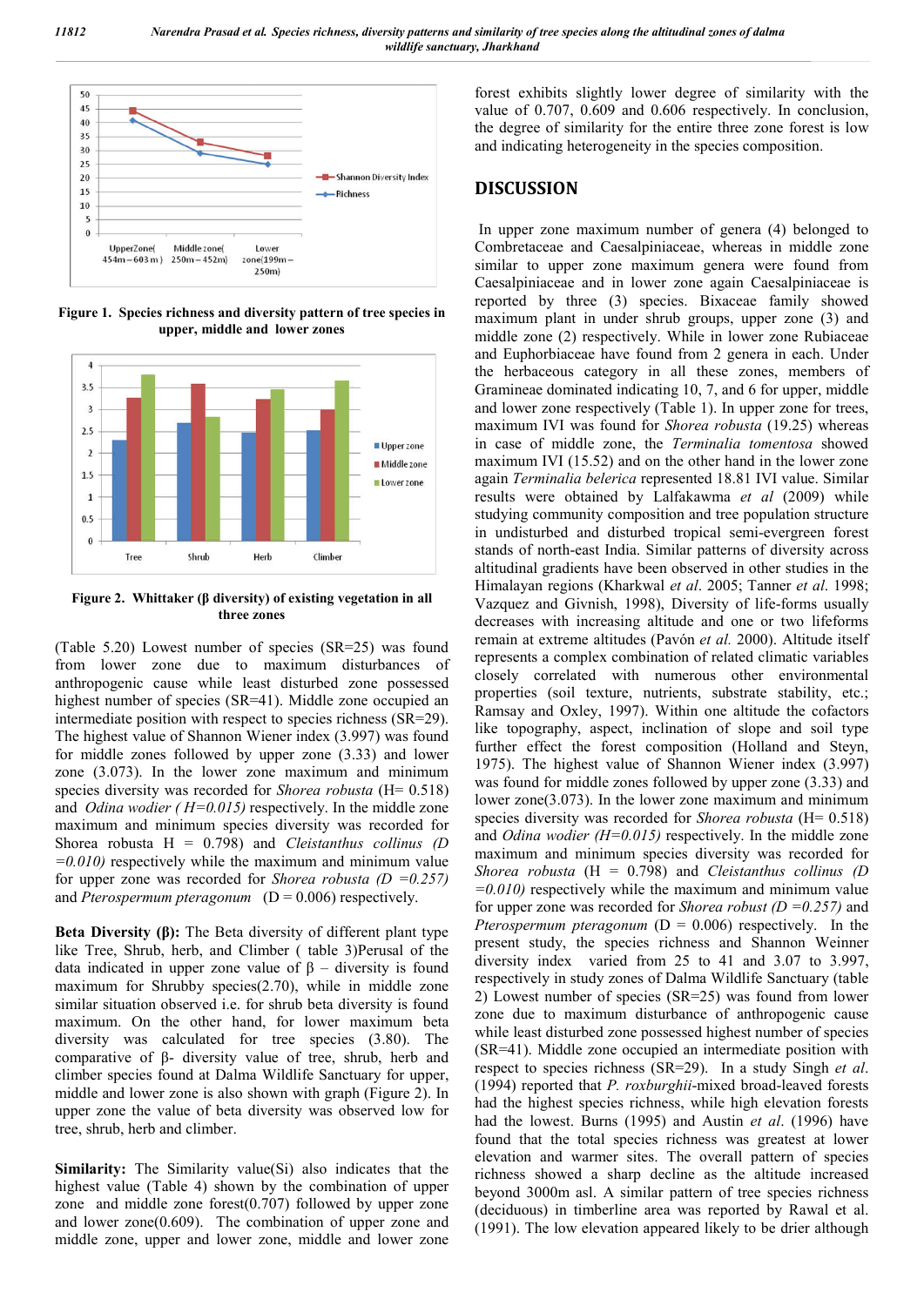Figure 1. Species richness and diversity pattern of tree species in upper, middle and lower zones

Figure 2. Whittaker (β diversity) of existing vegetation in all three zones

(Table 5.20) Lowest number of species (SR=25) was found from lower zone due to maximum disturbances of anthropogenic cause while least disturbed zone possessed highest number of species (SR=41). Middle zone occupied an intermediate position with respect to species richness (SR=29). The highest value of Shannon Wiener index (3.997) was found for middle zones followed by upper zone (3.33) and lower zone (3.073). In the lower zone maximum and minimum species diversity was recorded for *Shorea robusta* (H= 0.518) and *Odina wodier ( H=0.015)* respectively. In the middle zone maximum and minimum species diversity was recorded for Shorea robusta H = 0.798) and *Cleistanthus collinus (D =0.010)* respectively while the maximum and minimum value for upper zone was recorded for *Shorea robusta (D =0.257)* and *Pterospermum pteragonum* (D = 0.006) respectively.

**Beta Diversity (β):** The Beta diversity of different plant type like Tree, Shrub, herb, and Climber ( table 3)Perusal of the data indicated in upper zone value of β – diversity is found maximum for Shrubby species(2.70), while in middle zone similar situation observed i.e. for shrub beta diversity is found maximum. On the other hand, for lower maximum beta diversity was calculated for tree species (3.80). The comparative of β- diversity value of tree, shrub, herb and climber species found at Dalma Wildlife Sanctuary for upper, middle and lower zone is also shown with graph (Figure 2). In upper zone the value of beta diversity was observed low for tree, shrub, herb and climber.

**Similarity:** The Similarity value(Si) also indicates that the highest value (Table 4) shown by the combination of upper zone and middle zone forest(0.707) followed by upper zone and lower zone(0.609). The combination of upper zone and middle zone, upper and lower zone, middle and lower zone forest exhibits slightly lower degree of similarity with the value of 0.707, 0.609 and 0.606 respectively. In conclusion, the degree of similarity for the entire three zone forest is low and indicating heterogeneity in the species composition.

## DISCUSSION

In upper zone maximum number of genera (4) belonged to Combretaceae and Caesalpiniaceae, whereas in middle zone similar to upper zone maximum genera were found from Caesalpiniaceae and in lower zone again Caesalpiniaceae is reported by three (3) species. Bixaceae family showed maximum plant in under shrub groups, upper zone (3) and middle zone (2) respectively. While in lower zone Rubiaceae and Euphorbiaceae have found from 2 genera in each. Under the herbaceous category in all these zones, members of Gramineae dominated indicating 10, 7, and 6 for upper, middle and lower zone respectively (Table 1). In upper zone for trees, maximum IVI was found for *Shorea robusta* (19.25) whereas in case of middle zone, the *Terminalia tomentosa* showed maximum IVI (15.52) and on the other hand in the lower zone again *Terminalia belerica* represented 18.81 IVI value. Similar results were obtained by Lalfakawma *et al* (2009) while studying community composition and tree population structure in undisturbed and disturbed tropical semi-evergreen forest stands of north-east India. Similar patterns of diversity across altitudinal gradients have been observed in other studies in the Himalayan regions (Kharkwal *et al*. 2005; Tanner *et al*. 1998; Vazquez and Givnish, 1998), Diversity of life-forms usually decreases with increasing altitude and one or two lifeforms remain at extreme altitudes (Pavón *et al.* 2000). Altitude itself represents a complex combination of related climatic variables closely correlated with numerous other environmental properties (soil texture, nutrients, substrate stability, etc.; Ramsay and Oxley, 1997). Within one altitude the cofactors like topography, aspect, inclination of slope and soil type further effect the forest composition (Holland and Steyn, 1975). The highest value of Shannon Wiener index (3.997) was found for middle zones followed by upper zone (3.33) and lower zone(3.073). In the lower zone maximum and minimum species diversity was recorded for *Shorea robusta* (H= 0.518) and *Odina wodier (H=0.015)* respectively. In the middle zone maximum and minimum species diversity was recorded for *Shorea robusta* (H = 0.798) and *Cleistanthus collinus (D =0.010)* respectively while the maximum and minimum value for upper zone was recorded for *Shorea robust (D =0.257)* and *Pterospermum pteragonum* (D = 0.006) respectively. In the present study, the species richness and Shannon Weinner diversity index varied from 25 to 41 and 3.07 to 3.997, respectively in study zones of Dalma Wildlife Sanctuary (table 2) Lowest number of species (SR=25) was found from lower zone due to maximum disturbance of anthropogenic cause while least disturbed zone possessed highest number of species (SR=41). Middle zone occupied an intermediate position with respect to species richness (SR=29). In a study Singh *et al*. (1994) reported that *P. roxburghii*-mixed broad-leaved forests had the highest species richness, while high elevation forests had the lowest. Burns (1995) and Austin *et al*. (1996) have found that the total species richness was greatest at lower elevation and warmer sites. The overall pattern of species richness showed a sharp decline as the altitude increased beyond 3000m asl. A similar pattern of tree species richness (deciduous) in timberline area was reported by Rawal et al. (1991). The low elevation appeared likely to be drier although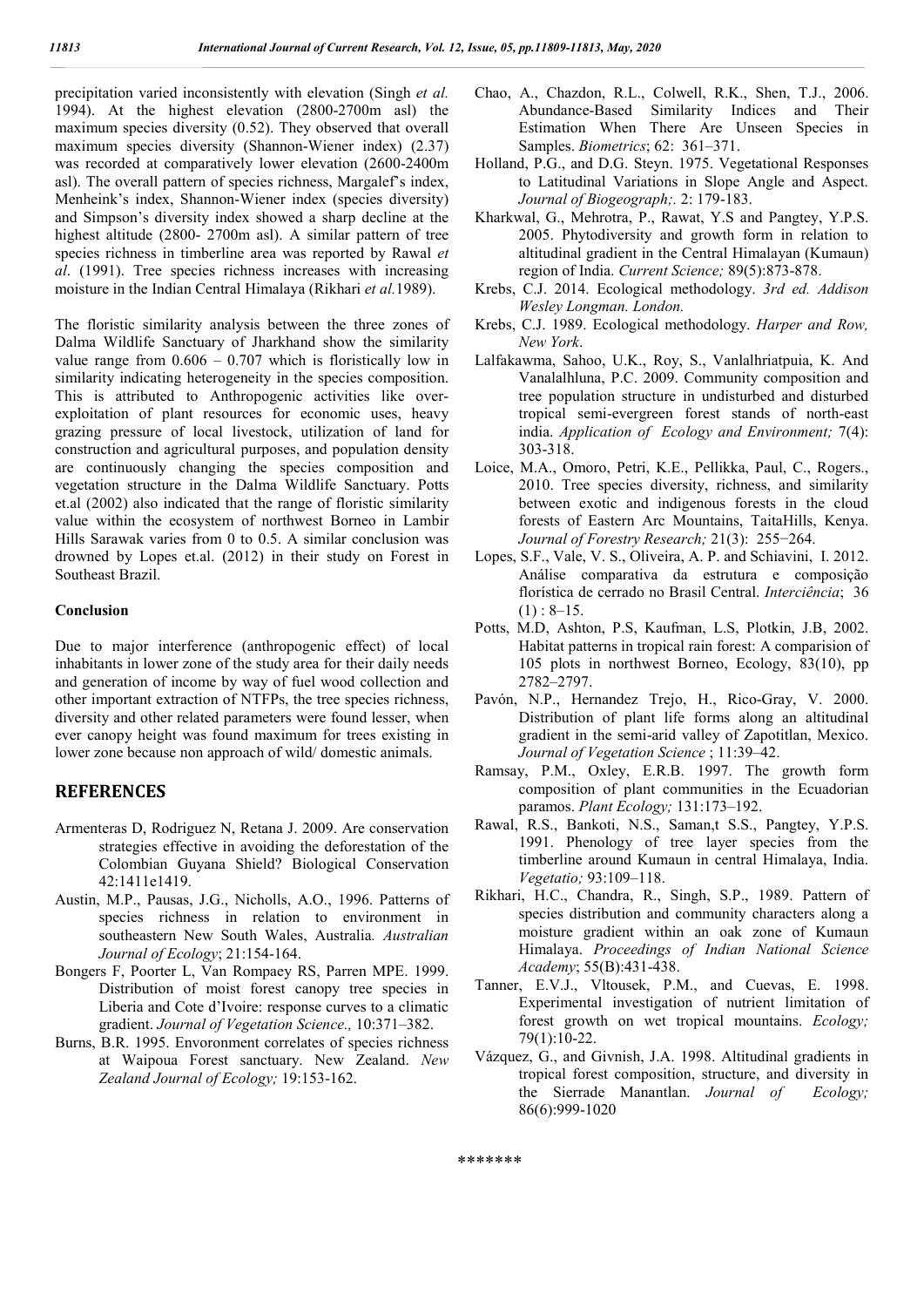precipitation varied inconsistently with elevation (Singh *et al.* 1994). At the highest elevation (2800-2700m asl) the maximum species diversity (0.52). They observed that overall maximum species diversity (Shannon-Wiener index) (2.37) was recorded at comparatively lower elevation (2600-2400m asl). The overall pattern of species richness, Margalef's index, Menheink's index, Shannon-Wiener index (species diversity) and Simpson's diversity index showed a sharp decline at the highest altitude (2800- 2700m asl). A similar pattern of tree species richness in timberline area was reported by Rawal *et al*. (1991). Tree species richness increases with increasing moisture in the Indian Central Himalaya (Rikhari *et al.*1989).

The floristic similarity analysis between the three zones of Dalma Wildlife Sanctuary of Jharkhand show the similarity value range from 0.606 – 0.707 which is floristically low in similarity indicating heterogeneity in the species composition. This is attributed to Anthropogenic activities like over-exploitation of plant resources for economic uses, heavy grazing pressure of local livestock, utilization of land for construction and agricultural purposes, and population density are continuously changing the species composition and vegetation structure in the Dalma Wildlife Sanctuary. Potts et.al (2002) also indicated that the range of floristic similarity value within the ecosystem of northwest Borneo in Lambir Hills Sarawak varies from 0 to 0.5. A similar conclusion was drowned by Lopes et.al. (2012) in their study on Forest in Southeast Brazil.

**Conclusion**

Due to major interference (anthropogenic effect) of local inhabitants in lower zone of the study area for their daily needs and generation of income by way of fuel wood collection and other important extraction of NTFPs, the tree species richness, diversity and other related parameters were found lesser, when ever canopy height was found maximum for trees existing in lower zone because non approach of wild/ domestic animals.

## REFERENCES

Armenteras D, Rodriguez N, Retana J. 2009. Are conservation strategies effective in avoiding the deforestation of the Colombian Guyana Shield? Biological Conservation 42:1411e1419.

Austin, M.P., Pausas, J.G., Nicholls, A.O., 1996. Patterns of species richness in relation to environment in southeastern New South Wales, Australia*. Australian Journal of Ecology*; 21:154-164.

Bongers F, Poorter L, Van Rompaey RS, Parren MPE. 1999. Distribution of moist forest canopy tree species in Liberia and Cote d'Ivoire: response curves to a climatic gradient. *Journal of Vegetation Science.,* 10:371–382.

Burns, B.R. 1995. Envoronment correlates of species richness at Waipoua Forest sanctuary. New Zealand. *New Zealand Journal of Ecology;* 19:153-162.

Chao, A., Chazdon, R.L., Colwell, R.K., Shen, T.J., 2006. Abundance-Based Similarity Indices and Their Estimation When There Are Unseen Species in Samples. *Biometrics*; 62: 361–371.

Holland, P.G., and D.G. Steyn. 1975. Vegetational Responses to Latitudinal Variations in Slope Angle and Aspect. *Journal of Biogeograph;.* 2: 179-183.

Kharkwal, G., Mehrotra, P., Rawat, Y.S and Pangtey, Y.P.S. 2005. Phytodiversity and growth form in relation to altitudinal gradient in the Central Himalayan (Kumaun) region of India. *Current Science;* 89(5):873-878.

Krebs, C.J. 2014. Ecological methodology. *3rd ed. Addison Wesley Longman. London.*

Krebs, C.J. 1989. Ecological methodology. *Harper and Row, New York*.

Lalfakawma, Sahoo, U.K., Roy, S., Vanlalhriatpuia, K. And Vanalalhluna, P.C. 2009. Community composition and tree population structure in undisturbed and disturbed tropical semi-evergreen forest stands of north-east india. *Application of Ecology and Environment;* 7(4): 303-318.

Loice, M.A., Omoro, Petri, K.E., Pellikka, Paul, C., Rogers., 2010. Tree species diversity, richness, and similarity between exotic and indigenous forests in the cloud forests of Eastern Arc Mountains, TaitaHills, Kenya. *Journal of Forestry Research;* 21(3): 255−264.

Lopes, S.F., Vale, V. S., Oliveira, A. P. and Schiavini, I. 2012. Análise comparativa da estrutura e composição florística de cerrado no Brasil Central. *Interciência*; 36 (1) : 8–15.

Potts, M.D, Ashton, P.S, Kaufman, L.S, Plotkin, J.B, 2002. Habitat patterns in tropical rain forest: A comparision of 105 plots in northwest Borneo, Ecology, 83(10), pp 2782–2797.

Pavón, N.P., Hernandez Trejo, H., Rico-Gray, V. 2000. Distribution of plant life forms along an altitudinal gradient in the semi-arid valley of Zapotitlan, Mexico. *Journal of Vegetation Science* ; 11:39–42.

Ramsay, P.M., Oxley, E.R.B. 1997. The growth form composition of plant communities in the Ecuadorian paramos. *Plant Ecology;* 131:173–192.

Rawal, R.S., Bankoti, N.S., Saman,t S.S., Pangtey, Y.P.S. 1991. Phenology of tree layer species from the timberline around Kumaun in central Himalaya, India. *Vegetatio;* 93:109–118.

Rikhari, H.C., Chandra, R., Singh, S.P., 1989. Pattern of species distribution and community characters along a moisture gradient within an oak zone of Kumaun Himalaya. *Proceedings of Indian National Science Academy*; 55(B):431-438.

Tanner, E.V.J., Vltousek, P.M., and Cuevas, E. 1998. Experimental investigation of nutrient limitation of forest growth on wet tropical mountains. *Ecology;* 79(1):10-22.

Vázquez, G., and Givnish, J.A. 1998. Altitudinal gradients in tropical forest composition, structure, and diversity in the Sierrade Manantlan. *Journal of Ecology;* 86(6):999-1020

\*\*\*\*\*\*\*